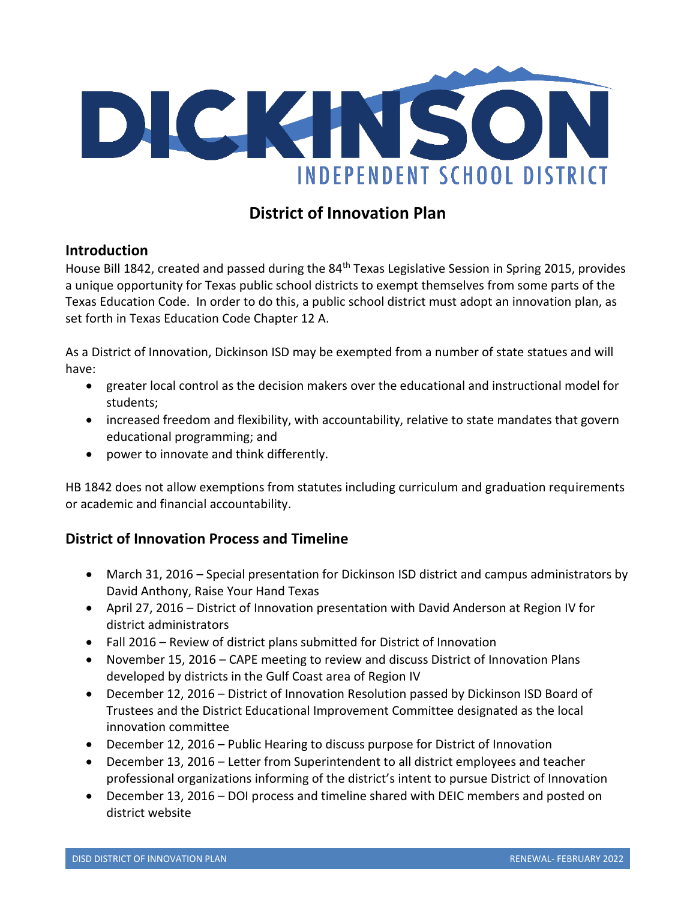DICKINSON

INDEPENDENT SCHOOL DISTRICT

# District of Innovation Plan

## Introduction

House Bill 1842, created and passed during the 84th Texas Legislative Session in Spring 2015, provides a unique opportunity for Texas public school districts to exempt themselves from some parts of the Texas Education Code. In order to do this, a public school district must adopt an innovation plan, as set forth in Texas Education Code Chapter 12 A.

As a District of Innovation, Dickinson ISD may be exempted from a number of state statues and will have:

- greater local control as the decision makers over the educational and instructional model for students;
- increased freedom and flexibility, with accountability, relative to state mandates that govern educational programming; and
- power to innovate and think differently.

HB 1842 does not allow exemptions from statutes including curriculum and graduation requirements or academic and financial accountability.

## District of Innovation Process and Timeline

- March 31, 2016 – Special presentation for Dickinson ISD district and campus administrators by David Anthony, Raise Your Hand Texas
- April 27, 2016 – District of Innovation presentation with David Anderson at Region IV for district administrators
- Fall 2016 – Review of district plans submitted for District of Innovation
- November 15, 2016 – CAPE meeting to review and discuss District of Innovation Plans developed by districts in the Gulf Coast area of Region IV
- December 12, 2016 – District of Innovation Resolution passed by Dickinson ISD Board of Trustees and the District Educational Improvement Committee designated as the local innovation committee
- December 12, 2016 – Public Hearing to discuss purpose for District of Innovation
- December 13, 2016 – Letter from Superintendent to all district employees and teacher professional organizations informing of the district's intent to pursue District of Innovation
- December 13, 2016 – DOI process and timeline shared with DEIC members and posted on district website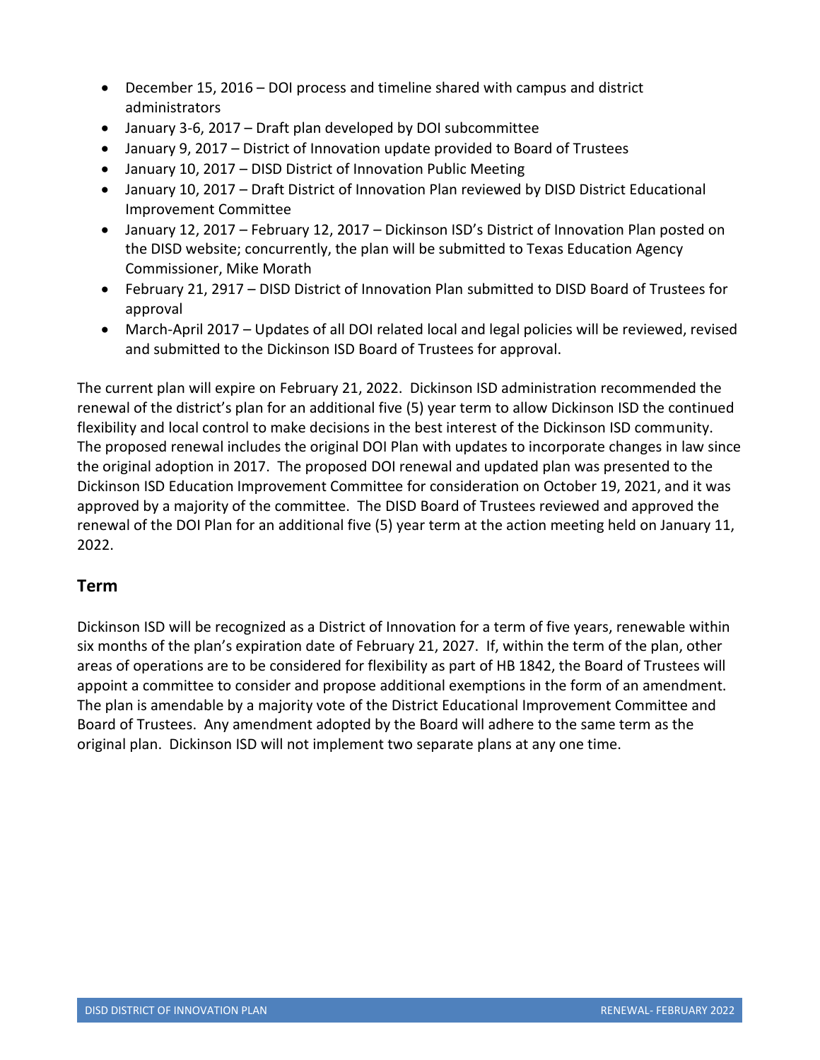- December 15, 2016 – DOI process and timeline shared with campus and district administrators
- January 3-6, 2017 – Draft plan developed by DOI subcommittee
- January 9, 2017 – District of Innovation update provided to Board of Trustees
- January 10, 2017 – DISD District of Innovation Public Meeting
- January 10, 2017 – Draft District of Innovation Plan reviewed by DISD District Educational Improvement Committee
- January 12, 2017 – February 12, 2017 – Dickinson ISD's District of Innovation Plan posted on the DISD website; concurrently, the plan will be submitted to Texas Education Agency Commissioner, Mike Morath
- February 21, 2917 – DISD District of Innovation Plan submitted to DISD Board of Trustees for approval
- March-April 2017 – Updates of all DOI related local and legal policies will be reviewed, revised and submitted to the Dickinson ISD Board of Trustees for approval.

The current plan will expire on February 21, 2022. Dickinson ISD administration recommended the renewal of the district's plan for an additional five (5) year term to allow Dickinson ISD the continued flexibility and local control to make decisions in the best interest of the Dickinson ISD community. The proposed renewal includes the original DOI Plan with updates to incorporate changes in law since the original adoption in 2017. The proposed DOI renewal and updated plan was presented to the Dickinson ISD Education Improvement Committee for consideration on October 19, 2021, and it was approved by a majority of the committee. The DISD Board of Trustees reviewed and approved the renewal of the DOI Plan for an additional five (5) year term at the action meeting held on January 11, 2022.

## Term

Dickinson ISD will be recognized as a District of Innovation for a term of five years, renewable within six months of the plan's expiration date of February 21, 2027. If, within the term of the plan, other areas of operations are to be considered for flexibility as part of HB 1842, the Board of Trustees will appoint a committee to consider and propose additional exemptions in the form of an amendment. The plan is amendable by a majority vote of the District Educational Improvement Committee and Board of Trustees. Any amendment adopted by the Board will adhere to the same term as the original plan. Dickinson ISD will not implement two separate plans at any one time.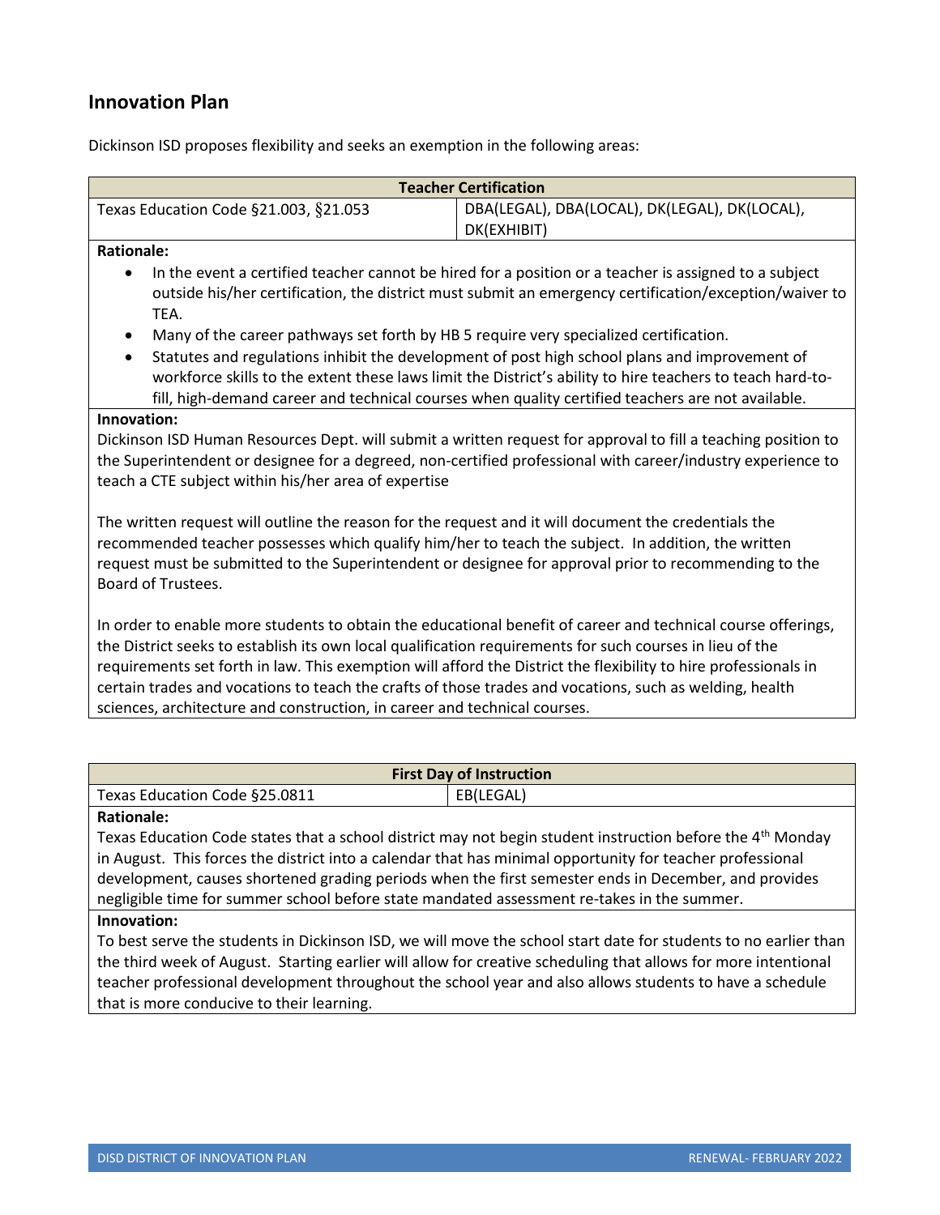## Innovation Plan

Dickinson ISD proposes flexibility and seeks an exemption in the following areas:

| Teacher Certification | |
|---|---|
| Texas Education Code §21.003, §21.053 | DBA(LEGAL), DBA(LOCAL), DK(LEGAL), DK(LOCAL), DK(EXHIBIT) |

**Rationale:**

- In the event a certified teacher cannot be hired for a position or a teacher is assigned to a subject outside his/her certification, the district must submit an emergency certification/exception/waiver to TEA.
- Many of the career pathways set forth by HB 5 require very specialized certification.
- Statutes and regulations inhibit the development of post high school plans and improvement of workforce skills to the extent these laws limit the District's ability to hire teachers to teach hard-to-fill, high-demand career and technical courses when quality certified teachers are not available.

**Innovation:**

Dickinson ISD Human Resources Dept. will submit a written request for approval to fill a teaching position to the Superintendent or designee for a degreed, non-certified professional with career/industry experience to teach a CTE subject within his/her area of expertise

The written request will outline the reason for the request and it will document the credentials the recommended teacher possesses which qualify him/her to teach the subject. In addition, the written request must be submitted to the Superintendent or designee for approval prior to recommending to the Board of Trustees.

In order to enable more students to obtain the educational benefit of career and technical course offerings, the District seeks to establish its own local qualification requirements for such courses in lieu of the requirements set forth in law. This exemption will afford the District the flexibility to hire professionals in certain trades and vocations to teach the crafts of those trades and vocations, such as welding, health sciences, architecture and construction, in career and technical courses.

| First Day of Instruction | |
|---|---|
| Texas Education Code §25.0811 | EB(LEGAL) |

**Rationale:**

Texas Education Code states that a school district may not begin student instruction before the 4th Monday in August. This forces the district into a calendar that has minimal opportunity for teacher professional development, causes shortened grading periods when the first semester ends in December, and provides negligible time for summer school before state mandated assessment re-takes in the summer.

**Innovation:**

To best serve the students in Dickinson ISD, we will move the school start date for students to no earlier than the third week of August. Starting earlier will allow for creative scheduling that allows for more intentional teacher professional development throughout the school year and also allows students to have a schedule that is more conducive to their learning.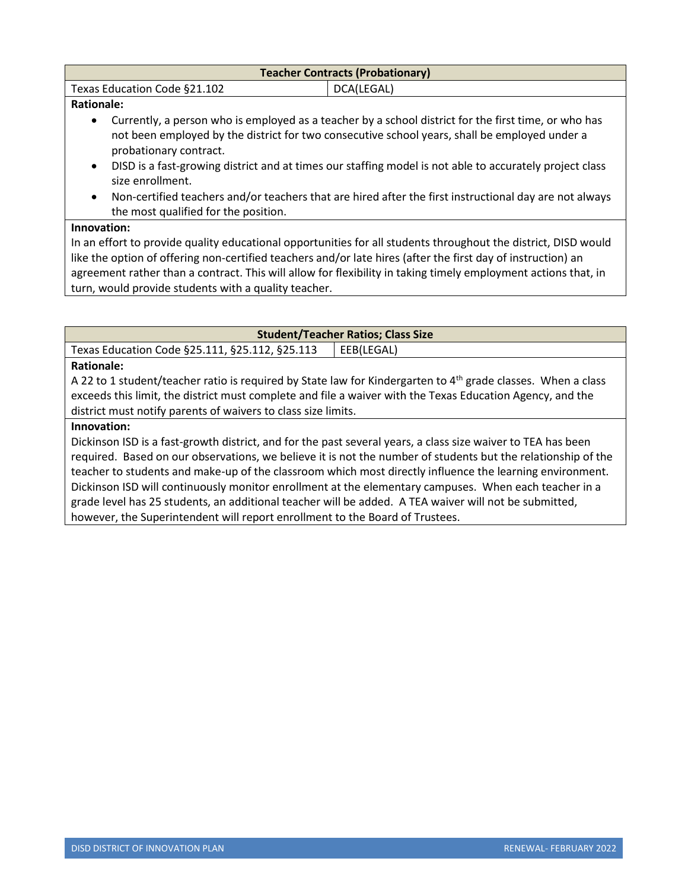| Teacher Contracts (Probationary) | |
| --- | --- |
| Texas Education Code §21.102 | DCA(LEGAL) |

**Rationale:**

- Currently, a person who is employed as a teacher by a school district for the first time, or who has not been employed by the district for two consecutive school years, shall be employed under a probationary contract.
- DISD is a fast-growing district and at times our staffing model is not able to accurately project class size enrollment.
- Non-certified teachers and/or teachers that are hired after the first instructional day are not always the most qualified for the position.

**Innovation:**

In an effort to provide quality educational opportunities for all students throughout the district, DISD would like the option of offering non-certified teachers and/or late hires (after the first day of instruction) an agreement rather than a contract. This will allow for flexibility in taking timely employment actions that, in turn, would provide students with a quality teacher.

| Student/Teacher Ratios; Class Size | |
| --- | --- |
| Texas Education Code §25.111, §25.112, §25.113 | EEB(LEGAL) |

**Rationale:**

A 22 to 1 student/teacher ratio is required by State law for Kindergarten to 4th grade classes. When a class exceeds this limit, the district must complete and file a waiver with the Texas Education Agency, and the district must notify parents of waivers to class size limits.

**Innovation:**

Dickinson ISD is a fast-growth district, and for the past several years, a class size waiver to TEA has been required. Based on our observations, we believe it is not the number of students but the relationship of the teacher to students and make-up of the classroom which most directly influence the learning environment. Dickinson ISD will continuously monitor enrollment at the elementary campuses. When each teacher in a grade level has 25 students, an additional teacher will be added. A TEA waiver will not be submitted, however, the Superintendent will report enrollment to the Board of Trustees.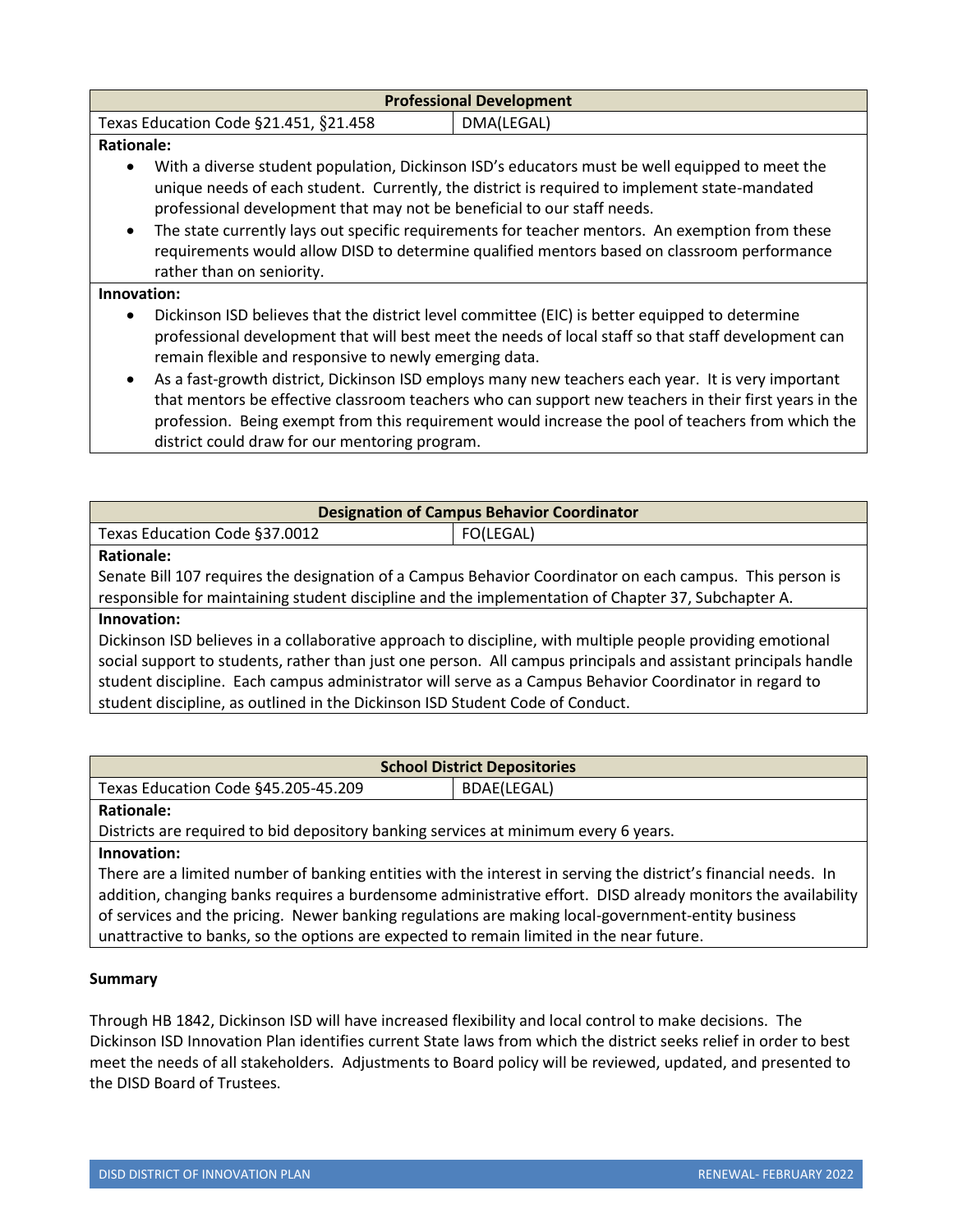| Professional Development | |
|---|---|
| Texas Education Code §21.451, §21.458 | DMA(LEGAL) |

**Rationale:**

- With a diverse student population, Dickinson ISD's educators must be well equipped to meet the unique needs of each student. Currently, the district is required to implement state-mandated professional development that may not be beneficial to our staff needs.
- The state currently lays out specific requirements for teacher mentors. An exemption from these requirements would allow DISD to determine qualified mentors based on classroom performance rather than on seniority.

**Innovation:**

- Dickinson ISD believes that the district level committee (EIC) is better equipped to determine professional development that will best meet the needs of local staff so that staff development can remain flexible and responsive to newly emerging data.
- As a fast-growth district, Dickinson ISD employs many new teachers each year. It is very important that mentors be effective classroom teachers who can support new teachers in their first years in the profession. Being exempt from this requirement would increase the pool of teachers from which the district could draw for our mentoring program.

| Designation of Campus Behavior Coordinator | |
|---|---|
| Texas Education Code §37.0012 | FO(LEGAL) |

**Rationale:**

Senate Bill 107 requires the designation of a Campus Behavior Coordinator on each campus. This person is responsible for maintaining student discipline and the implementation of Chapter 37, Subchapter A.

**Innovation:**

Dickinson ISD believes in a collaborative approach to discipline, with multiple people providing emotional social support to students, rather than just one person. All campus principals and assistant principals handle student discipline. Each campus administrator will serve as a Campus Behavior Coordinator in regard to student discipline, as outlined in the Dickinson ISD Student Code of Conduct.

| School District Depositories | |
|---|---|
| Texas Education Code §45.205-45.209 | BDAE(LEGAL) |

**Rationale:**

Districts are required to bid depository banking services at minimum every 6 years.

**Innovation:**

There are a limited number of banking entities with the interest in serving the district's financial needs. In addition, changing banks requires a burdensome administrative effort. DISD already monitors the availability of services and the pricing. Newer banking regulations are making local-government-entity business unattractive to banks, so the options are expected to remain limited in the near future.

**Summary**

Through HB 1842, Dickinson ISD will have increased flexibility and local control to make decisions. The Dickinson ISD Innovation Plan identifies current State laws from which the district seeks relief in order to best meet the needs of all stakeholders. Adjustments to Board policy will be reviewed, updated, and presented to the DISD Board of Trustees.